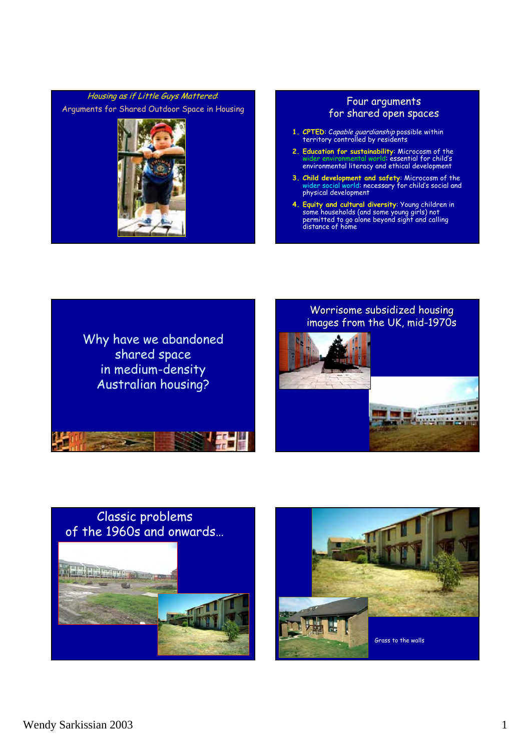## *Housing as if Little Guys Mattered*:

Arguments for Shared Outdoor Space in Housing

## Four arguments for shared open spaces

1. **CPTED**: *Capable guardianship* possible within territory controlled by residents
2. **Education for sustainability**: Microcosm of the wider environmental world: essential for child's environmental literacy and ethical development
3. **Child development and safety**: Microcosm of the wider social world: necessary for child's social and physical development
4. **Equity and cultural diversity**: Young children in some households (and some young girls) not permitted to go alone beyond sight and calling distance of home

## Why have we abandoned shared space in medium-density Australian housing?

## Worrisome subsidized housing images from the UK, mid-1970s

## Classic problems of the 1960s and onwards…

Grass to the walls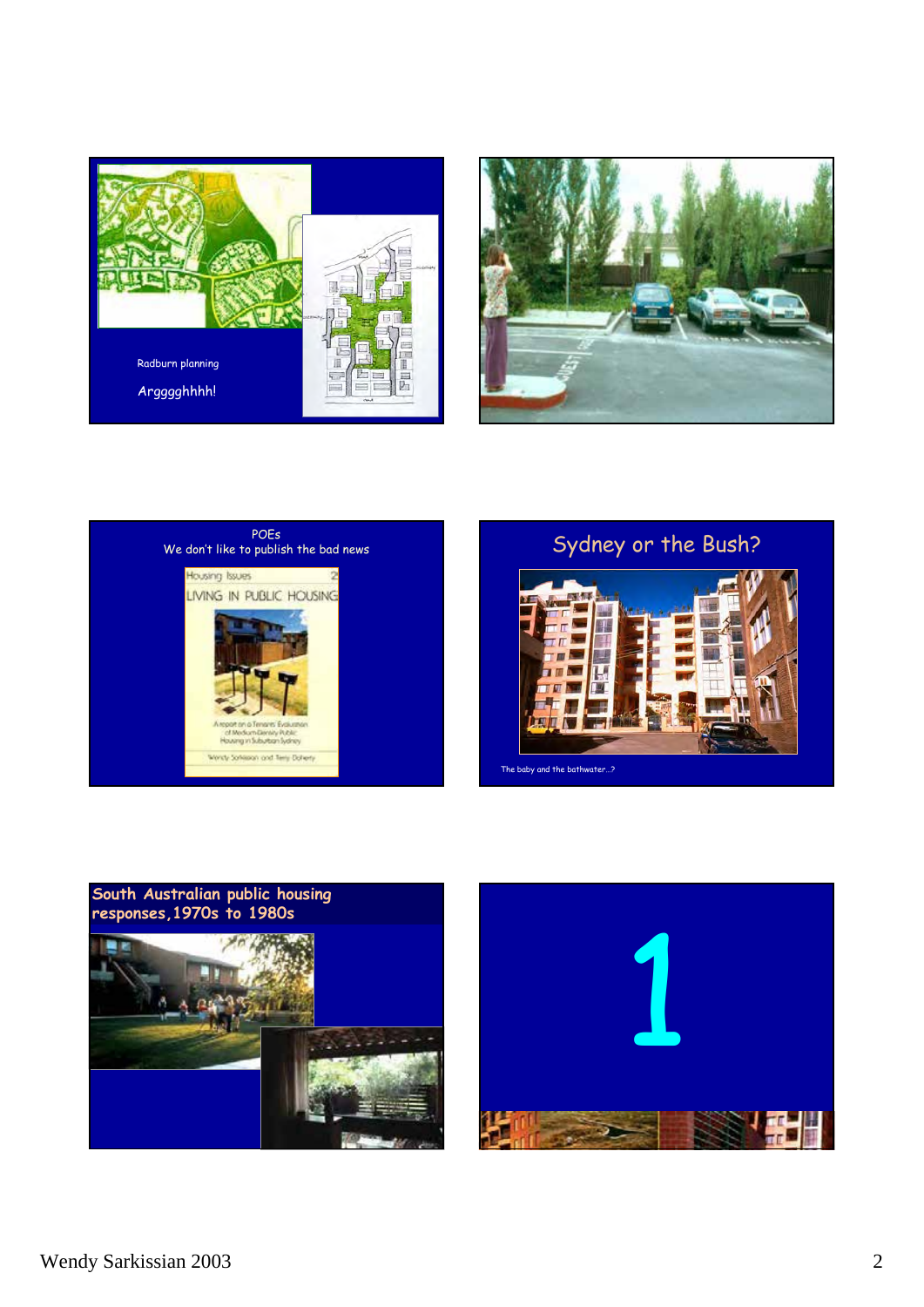Radburn planning

Argggghhhh!

POEs
We don't like to publish the bad news

Housing Issues 2

LIVING IN PUBLIC HOUSING

A report on a Tenants' Evaluation of Medium-Density Public Housing in Suburban Sydney

Wendy Sarkissian and Terry Doherty

## Sydney or the Bush?

The baby and the bathwater...?

## South Australian public housing responses, 1970s to 1980s

# 1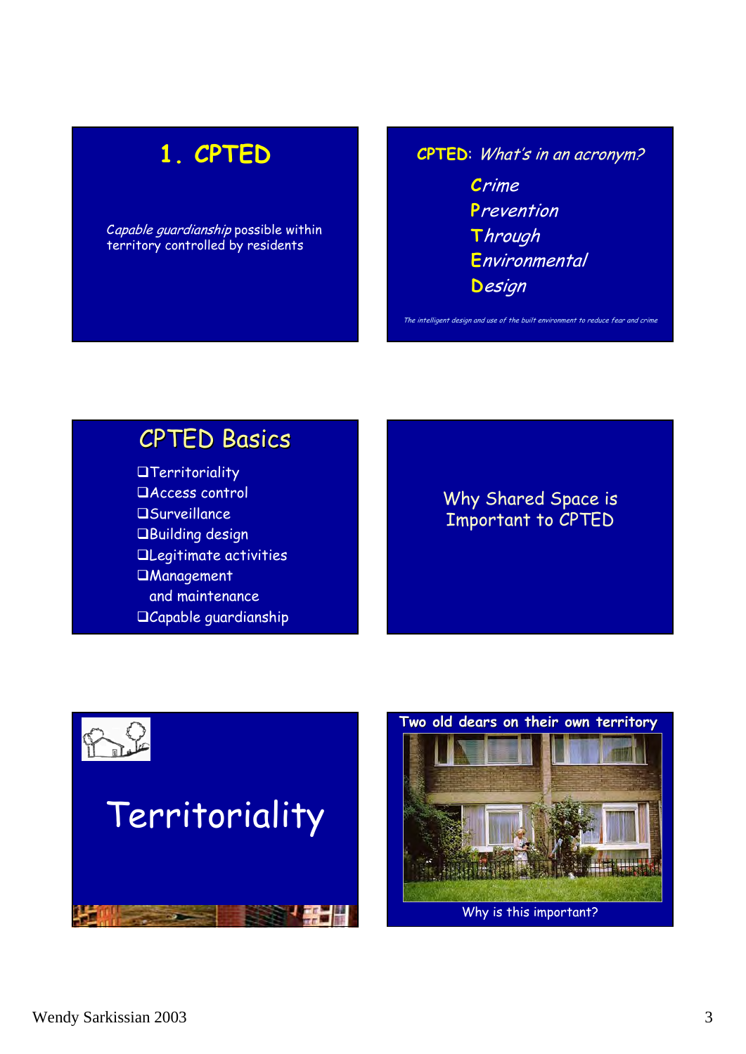## 1. CPTED

*Capable guardianship* possible within territory controlled by residents

## CPTED: *What's in an acronym?*

*Crime*
*Prevention*
*Through*
*Environmental*
*Design*

*The intelligent design and use of the built environment to reduce fear and crime*

## CPTED Basics

- Territoriality
- Access control
- Surveillance
- Building design
- Legitimate activities
- Management and maintenance
- Capable guardianship

## Why Shared Space is Important to CPTED

## Territoriality

## Two old dears on their own territory

Why is this important?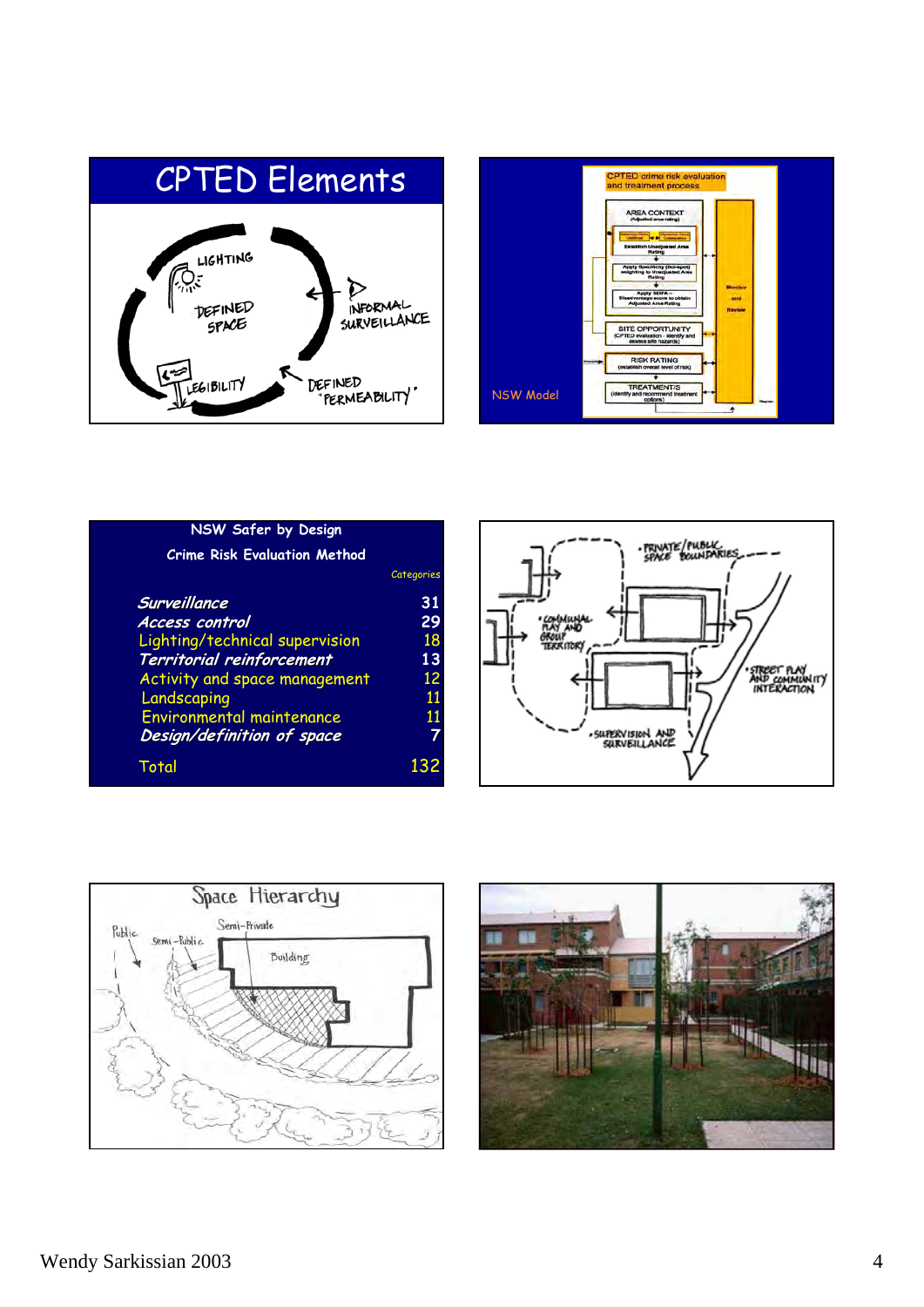# CPTED Elements

LIGHTING

DEFINED SPACE

INFORMAL SURVEILLANCE

LEGIBILITY

DEFINED "PERMEABILITY"

CPTED crime risk evaluation and treatment process

AREA CONTEXT (Adjusted area rating)

Establish Unadjusted Area Rating

Apply Specificity (Hot-spot) weighting to Unadjusted Area Rating

Apply SEIFA – Disadvantage score to obtain Adjusted Area Rating

SITE OPPORTUNITY (CPTED evaluation - identify and assess site hazards)

RISK RATING (establish overall level of risk)

TREATMENT/S (identify and recommend treatment options)

Monitor and Review

NSW Model

## NSW Safer by Design Crime Risk Evaluation Method

| | Categories |
|---|---|
| *Surveillance* | 31 |
| *Access control* | 29 |
| Lighting/technical supervision | 18 |
| *Territorial reinforcement* | 13 |
| Activity and space management | 12 |
| Landscaping | 11 |
| Environmental maintenance | 11 |
| *Design/definition of space* | 7 |
| Total | 132 |

• PRIVATE/PUBLIC SPACE BOUNDARIES

• COMMUNAL PLAY AND GROUP TERRITORY

• STREET PLAY AND COMMUNITY INTERACTION

• SUPERVISION AND SURVEILLANCE

## Space Hierarchy

Public

Semi-Public

Semi-Private

Building

Wendy Sarkissian 2003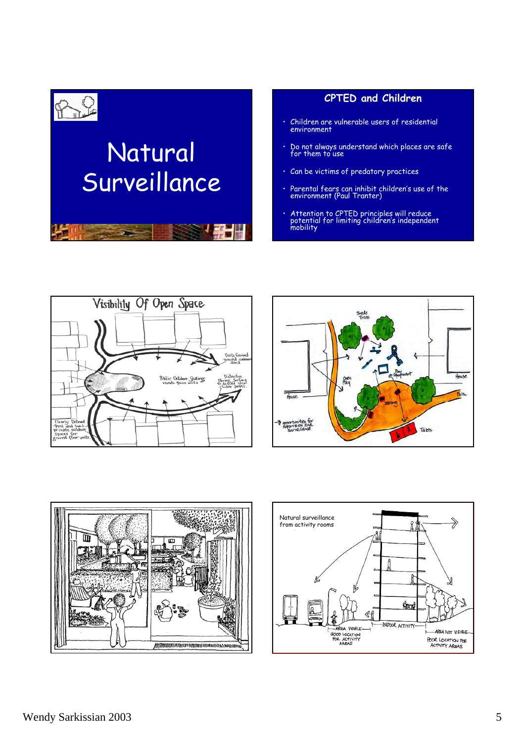# Natural Surveillance

## CPTED and Children

- Children are vulnerable users of residential environment
- Do not always understand which places are safe for them to use
- Can be victims of predatory practices
- Parental fears can inhibit children's use of the environment (Paul Tranter)
- Attention to CPTED principles will reduce potential for limiting children's independent mobility

Visibility Of Open Space

Natural surveillance from activity rooms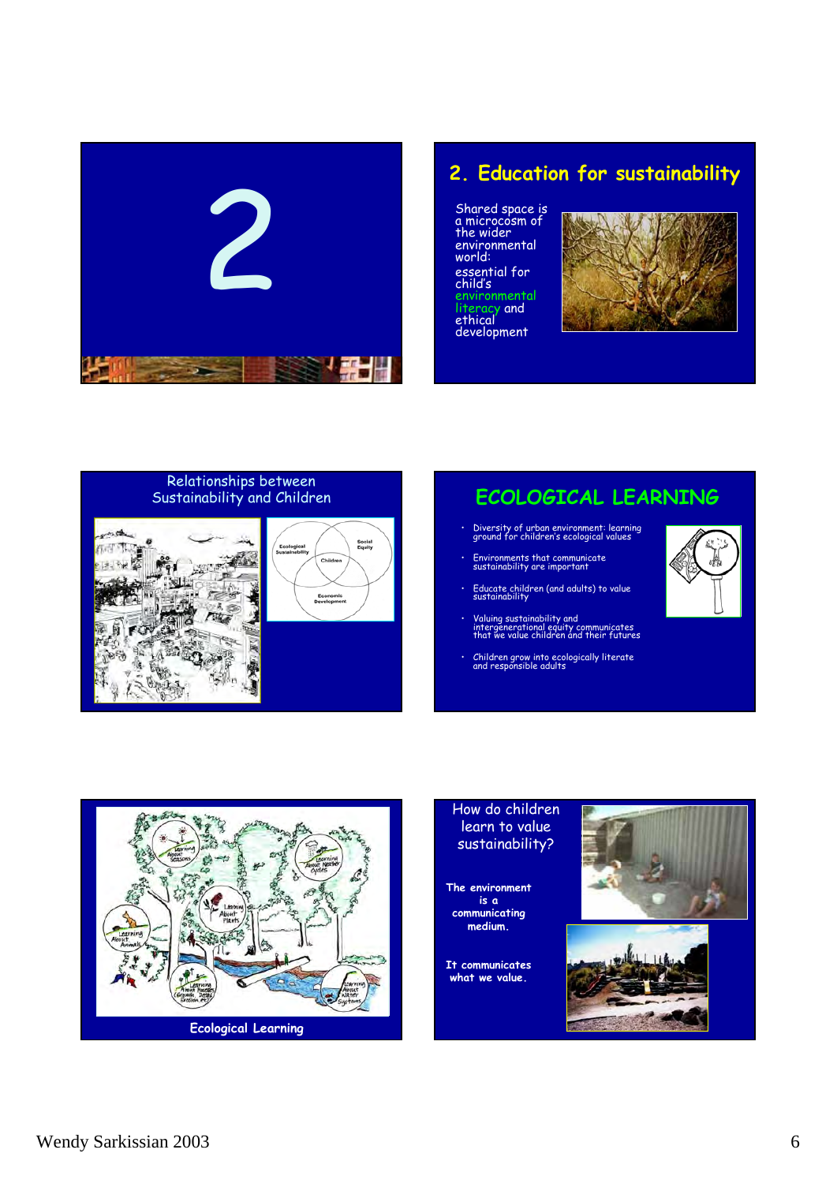2

## 2. Education for sustainability

Shared space is a microcosm of the wider environmental world: essential for child's environmental literacy and ethical development

Relationships between Sustainability and Children

Ecological Sustainability | Social Equity | Children | Economic Development

## ECOLOGICAL LEARNING

- Diversity of urban environment: learning ground for children's ecological values
- Environments that communicate sustainability are important
- Educate children (and adults) to value sustainability
- Valuing sustainability and intergenerational equity communicates that we value children and their futures
- Children grow into ecologically literate and responsible adults

Learning About Seasons | Learning About Weather Cycles | Learning About Plants | Learning About Animals | Learning About Processes (Growth, Decay, Erosion etc.) | Learning About Water Systems

Ecological Learning

How do children learn to value sustainability?

**The environment is a communicating medium.**

**It communicates what we value.**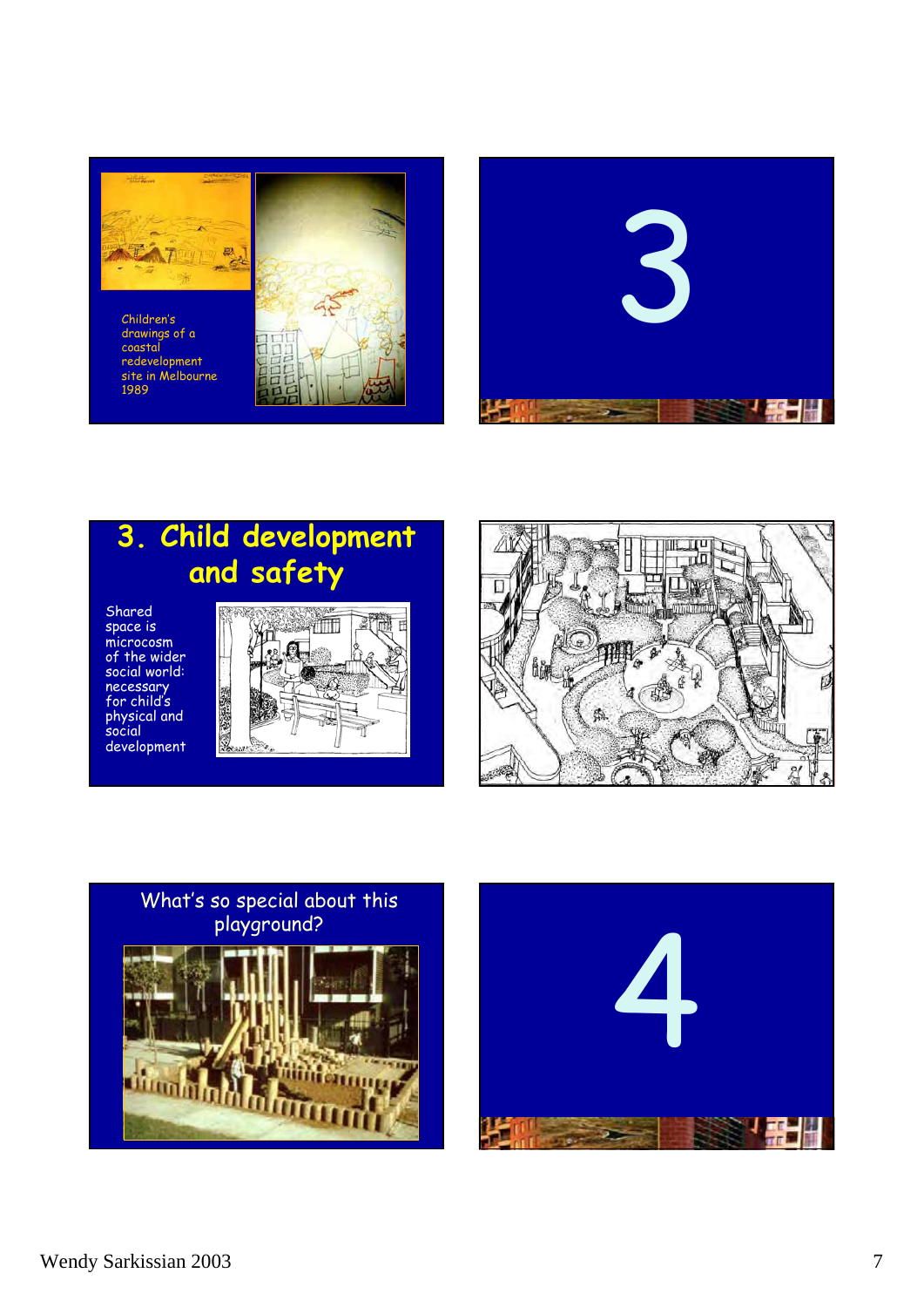Children's drawings of a coastal redevelopment site in Melbourne 1989

3

# 3. Child development and safety

Shared space is microcosm of the wider social world: necessary for child's physical and social development

What's so special about this playground?

4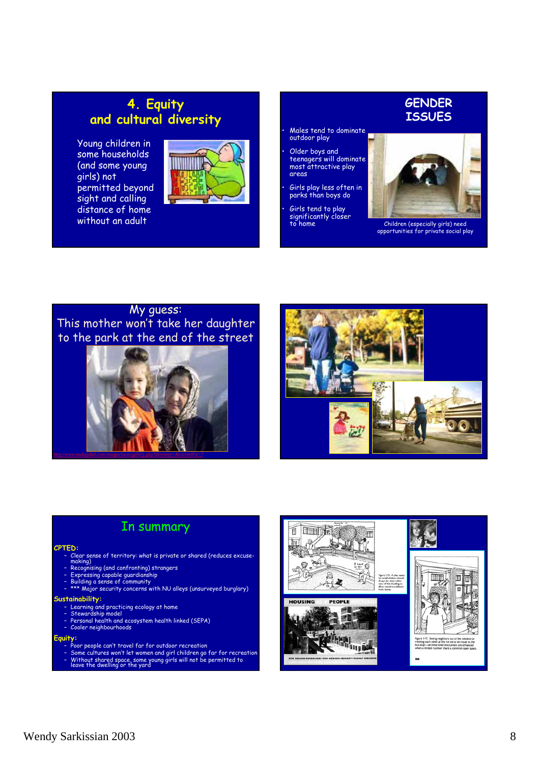## 4. Equity and cultural diversity

Young children in some households (and some young girls) not permitted beyond sight and calling distance of home without an adult

## GENDER ISSUES

- Males tend to dominate outdoor play
- Older boys and teenagers will dominate most attractive play areas
- Girls play less often in parks than boys do
- Girls tend to play significantly closer to home

Children (especially girls) need opportunities for private social play

## My guess: This mother won't take her daughter to the park at the end of the street

http://www.muhajabah.com/images/faces/gallery.php?directory=.&currentPic=7

## In summary

**CPTED:**

- Clear sense of territory: what is private or shared (reduces excuse-making)
- Recognising (and confronting) strangers
- Expressing capable guardianship
- Building a sense of community
- *** Major security concerns with NU alleys (unsurveyed burglary)

**Sustainability:**

- Learning and practicing ecology at home
- Stewardship model
- Personal health and ecosystem health linked (SEPA)
- Cooler neighbourhoods

**Equity:**

- Poor people can't travel far for outdoor recreation
- Some cultures won't let women and girl children go far for recreation
- Without shared space, some young girls will not be permitted to leave the dwelling or the yard

Wendy Sarkissian 2003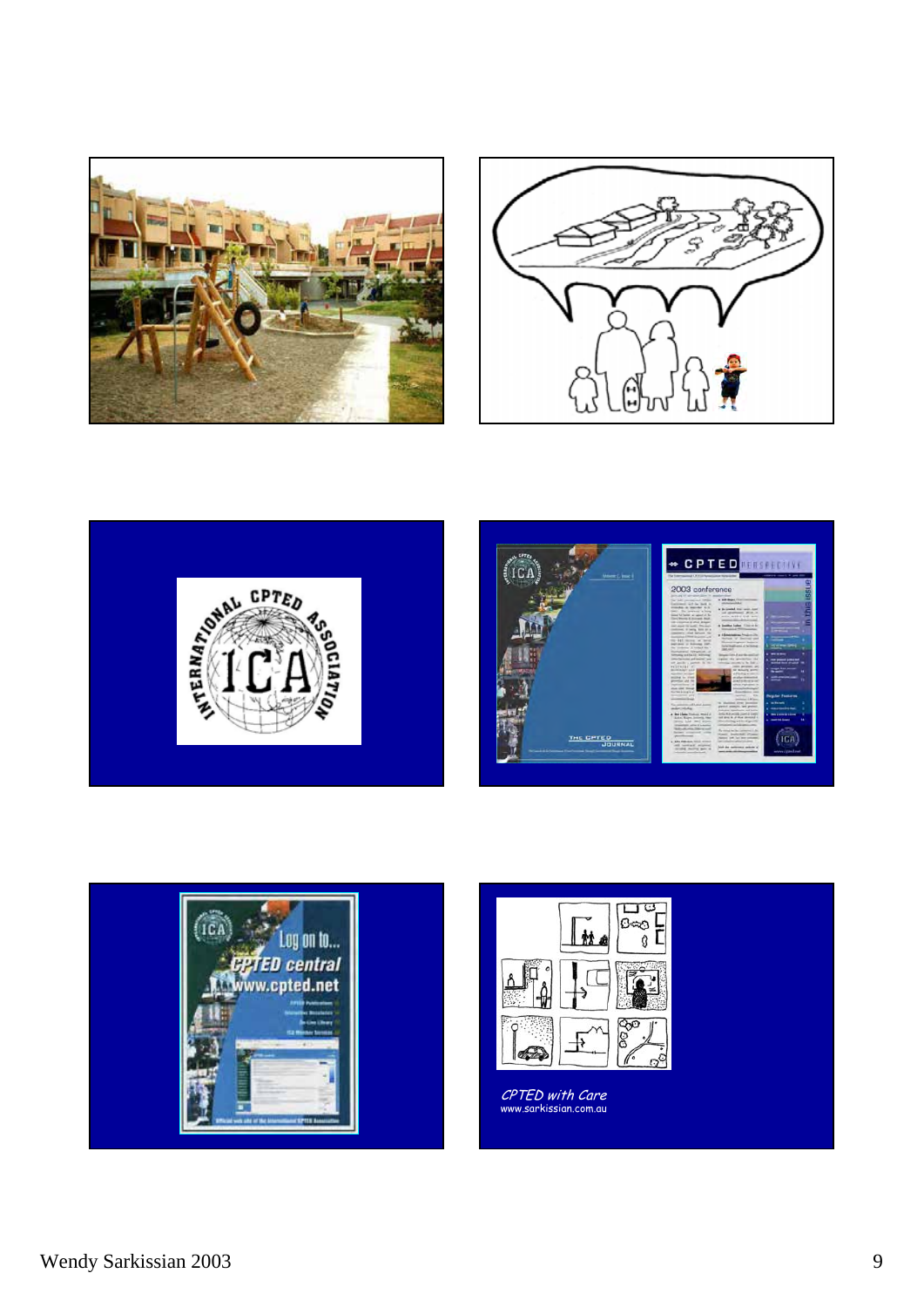CPTED with Care
www.sarkissian.com.au